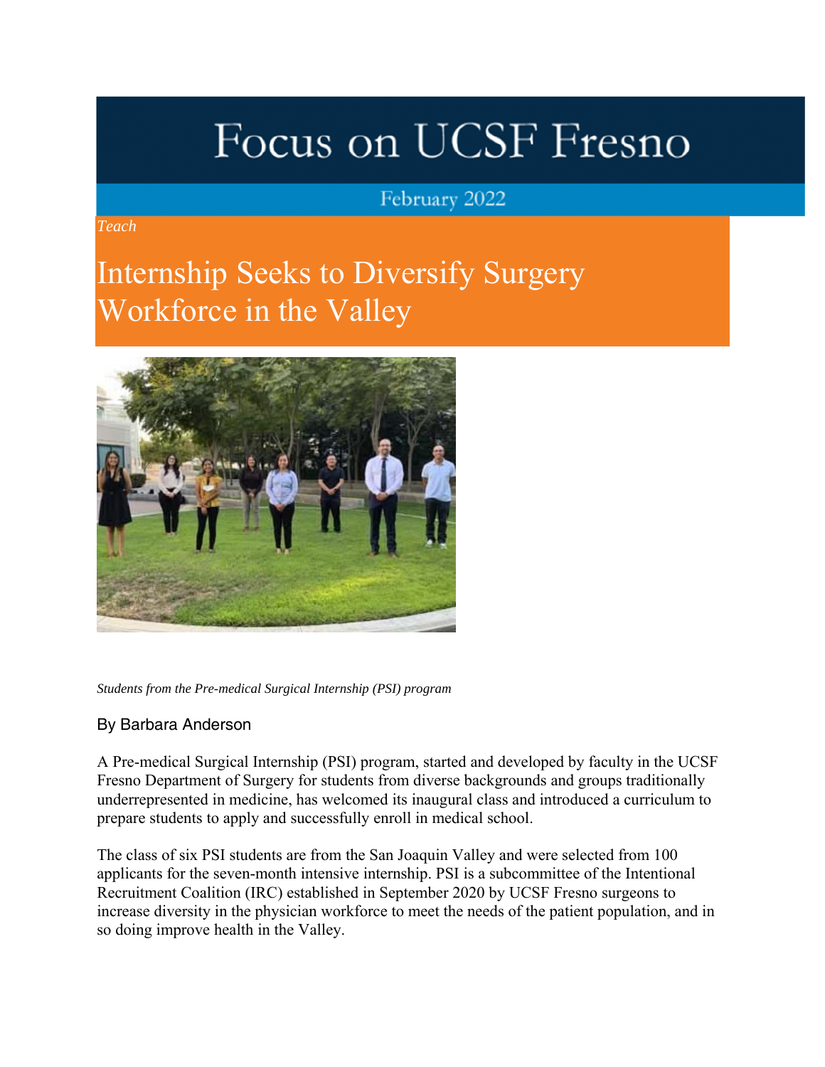# Focus on UCSF Fresno

February 2022

*Teach*

## Internship Seeks to Diversify Surgery Workforce in the Valley

*Students from the Pre-medical Surgical Internship (PSI) program*

By Barbara Anderson

A Pre-medical Surgical Internship (PSI) program, started and developed by faculty in the UCSF Fresno Department of Surgery for students from diverse backgrounds and groups traditionally underrepresented in medicine, has welcomed its inaugural class and introduced a curriculum to prepare students to apply and successfully enroll in medical school.

The class of six PSI students are from the San Joaquin Valley and were selected from 100 applicants for the seven-month intensive internship. PSI is a subcommittee of the Intentional Recruitment Coalition (IRC) established in September 2020 by UCSF Fresno surgeons to increase diversity in the physician workforce to meet the needs of the patient population, and in so doing improve health in the Valley.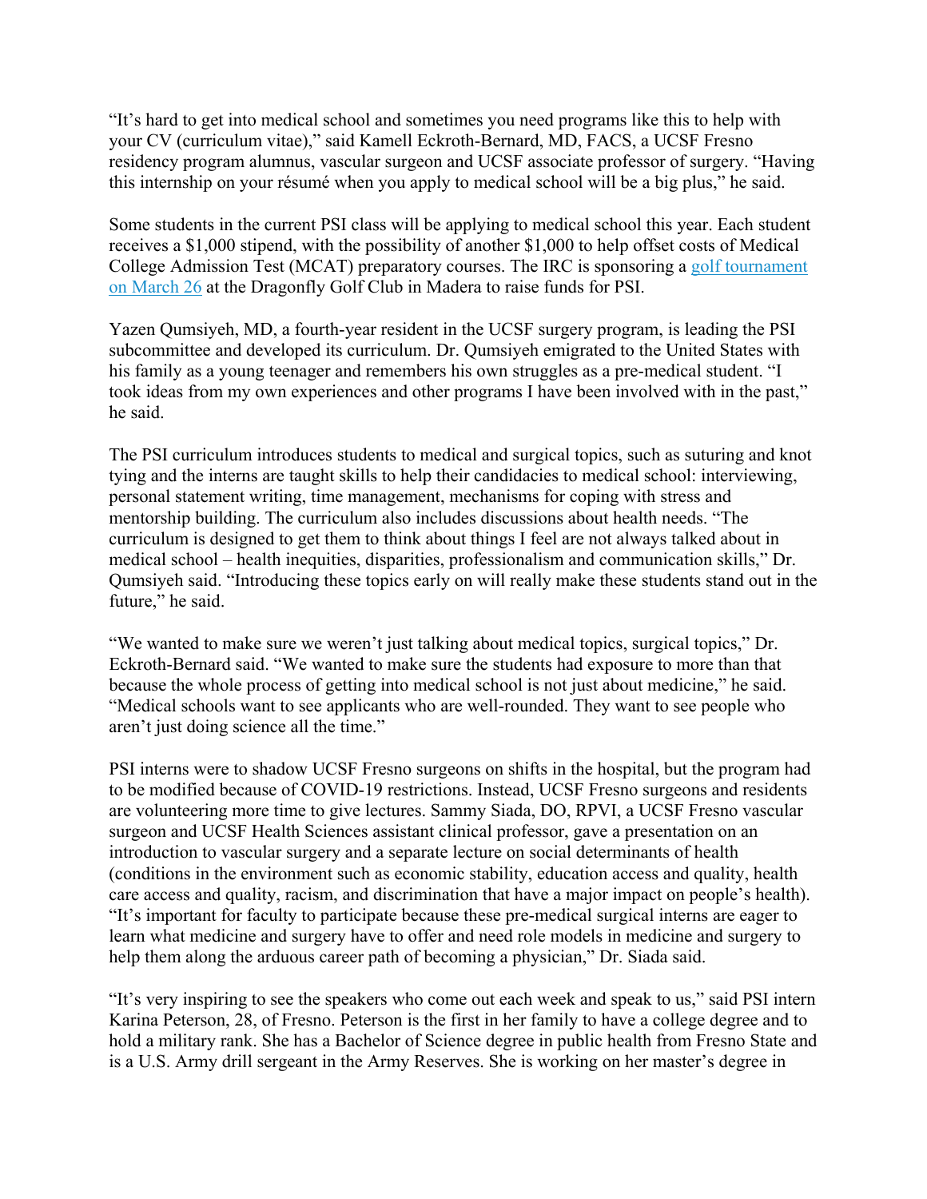"It's hard to get into medical school and sometimes you need programs like this to help with your CV (curriculum vitae)," said Kamell Eckroth-Bernard, MD, FACS, a UCSF Fresno residency program alumnus, vascular surgeon and UCSF associate professor of surgery. "Having this internship on your résumé when you apply to medical school will be a big plus," he said.

Some students in the current PSI class will be applying to medical school this year. Each student receives a $1,000 stipend, with the possibility of another $1,000 to help offset costs of Medical College Admission Test (MCAT) preparatory courses. The IRC is sponsoring a golf tournament on March 26 at the Dragonfly Golf Club in Madera to raise funds for PSI.

Yazen Qumsiyeh, MD, a fourth-year resident in the UCSF surgery program, is leading the PSI subcommittee and developed its curriculum. Dr. Qumsiyeh emigrated to the United States with his family as a young teenager and remembers his own struggles as a pre-medical student. "I took ideas from my own experiences and other programs I have been involved with in the past," he said.

The PSI curriculum introduces students to medical and surgical topics, such as suturing and knot tying and the interns are taught skills to help their candidacies to medical school: interviewing, personal statement writing, time management, mechanisms for coping with stress and mentorship building. The curriculum also includes discussions about health needs. "The curriculum is designed to get them to think about things I feel are not always talked about in medical school – health inequities, disparities, professionalism and communication skills," Dr. Qumsiyeh said. "Introducing these topics early on will really make these students stand out in the future," he said.

"We wanted to make sure we weren't just talking about medical topics, surgical topics," Dr. Eckroth-Bernard said. "We wanted to make sure the students had exposure to more than that because the whole process of getting into medical school is not just about medicine," he said. "Medical schools want to see applicants who are well-rounded. They want to see people who aren't just doing science all the time."

PSI interns were to shadow UCSF Fresno surgeons on shifts in the hospital, but the program had to be modified because of COVID-19 restrictions. Instead, UCSF Fresno surgeons and residents are volunteering more time to give lectures. Sammy Siada, DO, RPVI, a UCSF Fresno vascular surgeon and UCSF Health Sciences assistant clinical professor, gave a presentation on an introduction to vascular surgery and a separate lecture on social determinants of health (conditions in the environment such as economic stability, education access and quality, health care access and quality, racism, and discrimination that have a major impact on people's health). "It's important for faculty to participate because these pre-medical surgical interns are eager to learn what medicine and surgery have to offer and need role models in medicine and surgery to help them along the arduous career path of becoming a physician," Dr. Siada said.

"It's very inspiring to see the speakers who come out each week and speak to us," said PSI intern Karina Peterson, 28, of Fresno. Peterson is the first in her family to have a college degree and to hold a military rank. She has a Bachelor of Science degree in public health from Fresno State and is a U.S. Army drill sergeant in the Army Reserves. She is working on her master's degree in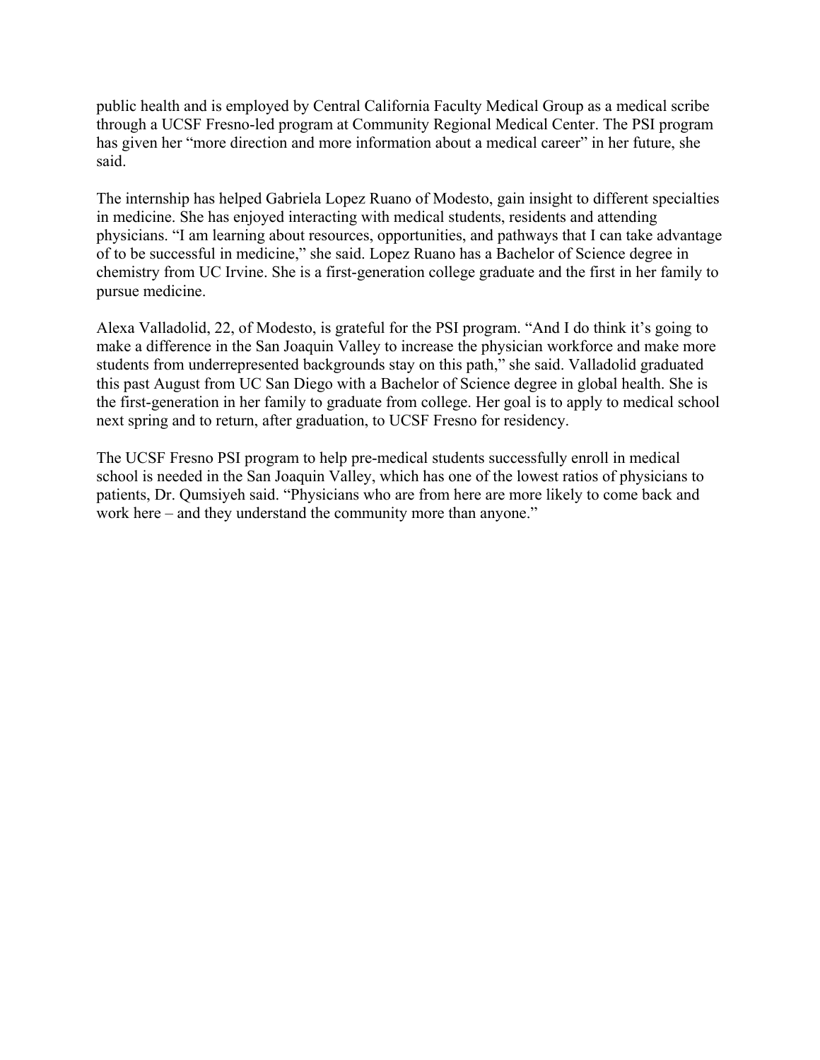public health and is employed by Central California Faculty Medical Group as a medical scribe through a UCSF Fresno-led program at Community Regional Medical Center. The PSI program has given her "more direction and more information about a medical career" in her future, she said.

The internship has helped Gabriela Lopez Ruano of Modesto, gain insight to different specialties in medicine. She has enjoyed interacting with medical students, residents and attending physicians. "I am learning about resources, opportunities, and pathways that I can take advantage of to be successful in medicine," she said. Lopez Ruano has a Bachelor of Science degree in chemistry from UC Irvine. She is a first-generation college graduate and the first in her family to pursue medicine.

Alexa Valladolid, 22, of Modesto, is grateful for the PSI program. "And I do think it's going to make a difference in the San Joaquin Valley to increase the physician workforce and make more students from underrepresented backgrounds stay on this path," she said. Valladolid graduated this past August from UC San Diego with a Bachelor of Science degree in global health. She is the first-generation in her family to graduate from college. Her goal is to apply to medical school next spring and to return, after graduation, to UCSF Fresno for residency.

The UCSF Fresno PSI program to help pre-medical students successfully enroll in medical school is needed in the San Joaquin Valley, which has one of the lowest ratios of physicians to patients, Dr. Qumsiyeh said. "Physicians who are from here are more likely to come back and work here – and they understand the community more than anyone."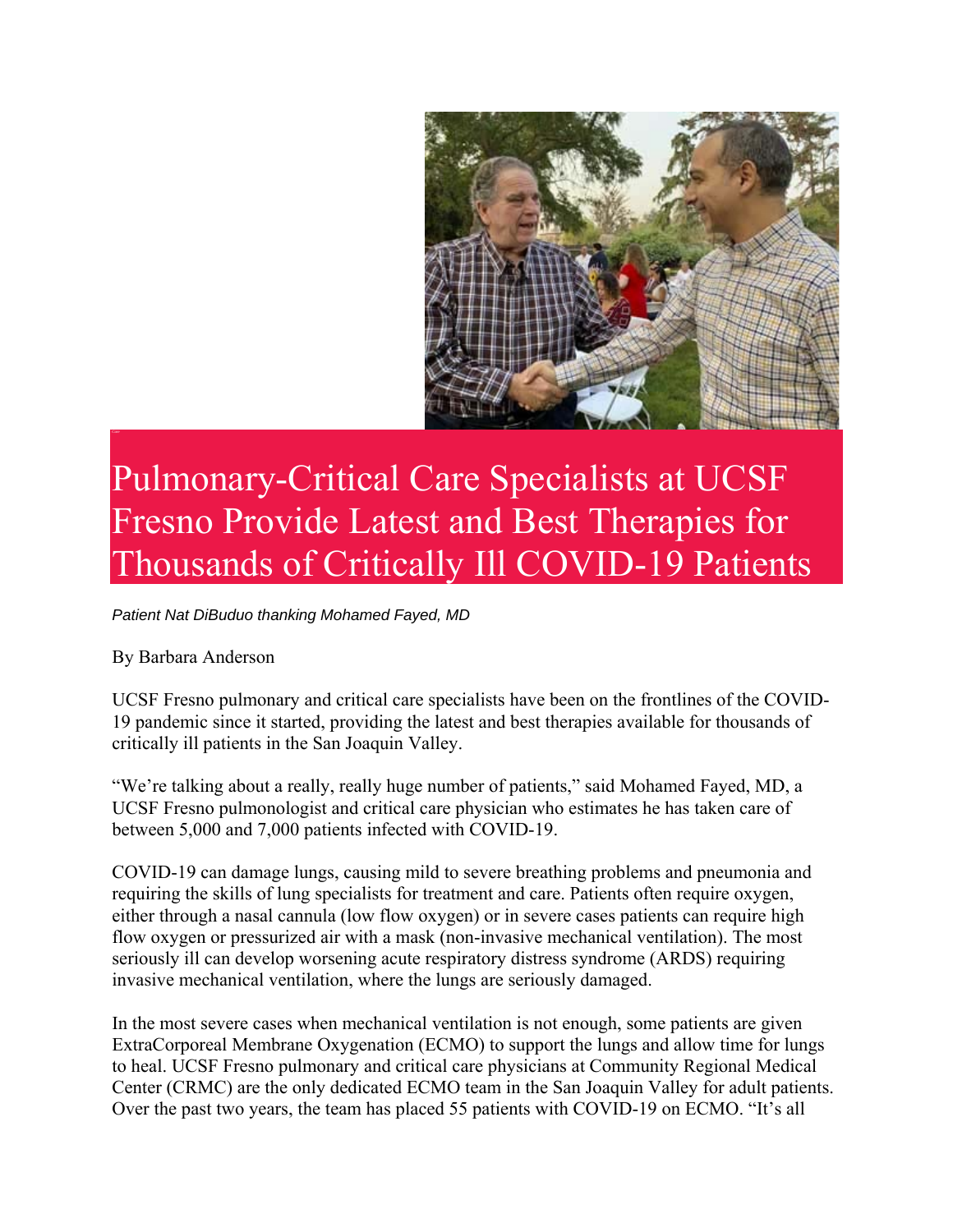# Pulmonary-Critical Care Specialists at UCSF Fresno Provide Latest and Best Therapies for Thousands of Critically Ill COVID-19 Patients

*Patient Nat DiBuduo thanking Mohamed Fayed, MD*

By Barbara Anderson

UCSF Fresno pulmonary and critical care specialists have been on the frontlines of the COVID-19 pandemic since it started, providing the latest and best therapies available for thousands of critically ill patients in the San Joaquin Valley.

"We're talking about a really, really huge number of patients," said Mohamed Fayed, MD, a UCSF Fresno pulmonologist and critical care physician who estimates he has taken care of between 5,000 and 7,000 patients infected with COVID-19.

COVID-19 can damage lungs, causing mild to severe breathing problems and pneumonia and requiring the skills of lung specialists for treatment and care. Patients often require oxygen, either through a nasal cannula (low flow oxygen) or in severe cases patients can require high flow oxygen or pressurized air with a mask (non-invasive mechanical ventilation). The most seriously ill can develop worsening acute respiratory distress syndrome (ARDS) requiring invasive mechanical ventilation, where the lungs are seriously damaged.

In the most severe cases when mechanical ventilation is not enough, some patients are given ExtraCorporeal Membrane Oxygenation (ECMO) to support the lungs and allow time for lungs to heal. UCSF Fresno pulmonary and critical care physicians at Community Regional Medical Center (CRMC) are the only dedicated ECMO team in the San Joaquin Valley for adult patients. Over the past two years, the team has placed 55 patients with COVID-19 on ECMO. "It's all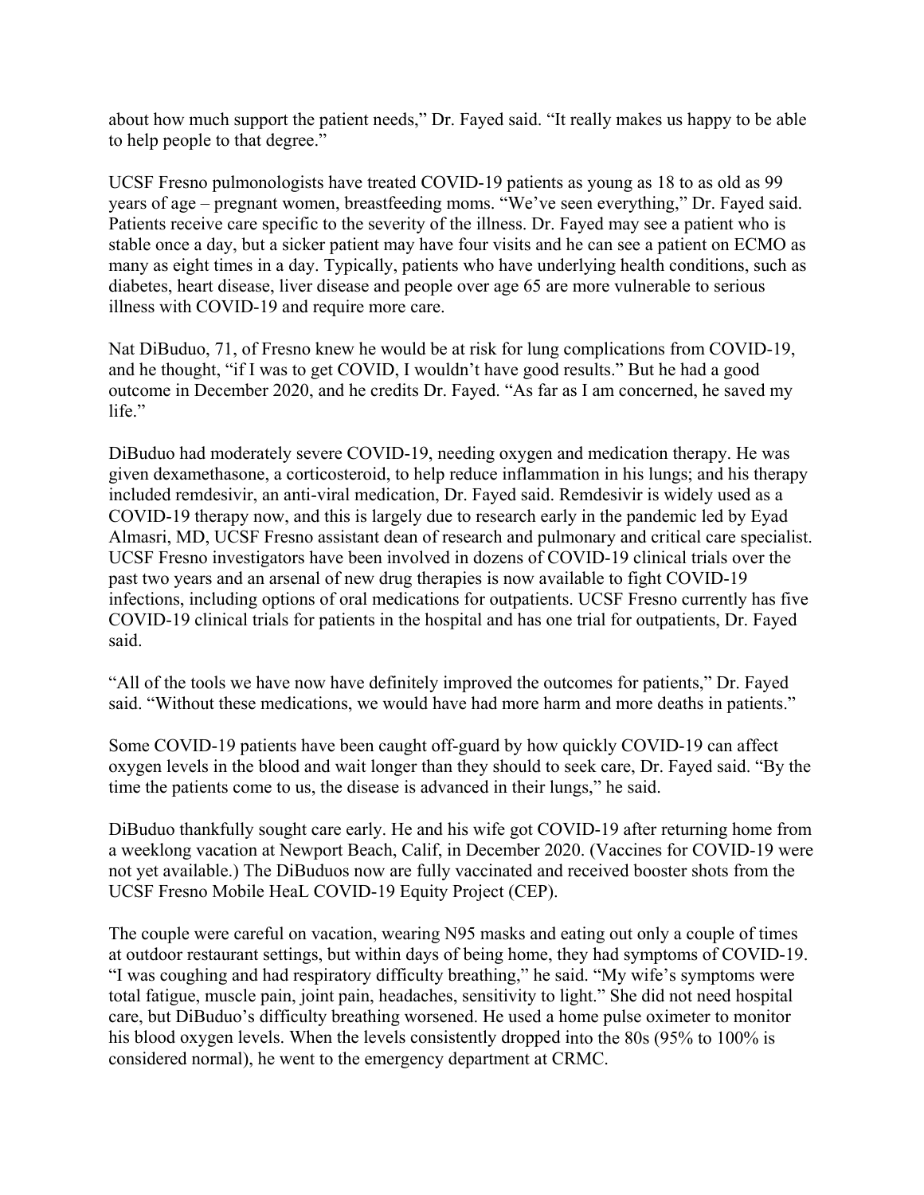about how much support the patient needs," Dr. Fayed said. "It really makes us happy to be able to help people to that degree."

UCSF Fresno pulmonologists have treated COVID-19 patients as young as 18 to as old as 99 years of age – pregnant women, breastfeeding moms. "We've seen everything," Dr. Fayed said. Patients receive care specific to the severity of the illness. Dr. Fayed may see a patient who is stable once a day, but a sicker patient may have four visits and he can see a patient on ECMO as many as eight times in a day. Typically, patients who have underlying health conditions, such as diabetes, heart disease, liver disease and people over age 65 are more vulnerable to serious illness with COVID-19 and require more care.

Nat DiBuduo, 71, of Fresno knew he would be at risk for lung complications from COVID-19, and he thought, "if I was to get COVID, I wouldn't have good results." But he had a good outcome in December 2020, and he credits Dr. Fayed. "As far as I am concerned, he saved my life."

DiBuduo had moderately severe COVID-19, needing oxygen and medication therapy. He was given dexamethasone, a corticosteroid, to help reduce inflammation in his lungs; and his therapy included remdesivir, an anti-viral medication, Dr. Fayed said. Remdesivir is widely used as a COVID-19 therapy now, and this is largely due to research early in the pandemic led by Eyad Almasri, MD, UCSF Fresno assistant dean of research and pulmonary and critical care specialist. UCSF Fresno investigators have been involved in dozens of COVID-19 clinical trials over the past two years and an arsenal of new drug therapies is now available to fight COVID-19 infections, including options of oral medications for outpatients. UCSF Fresno currently has five COVID-19 clinical trials for patients in the hospital and has one trial for outpatients, Dr. Fayed said.

"All of the tools we have now have definitely improved the outcomes for patients," Dr. Fayed said. "Without these medications, we would have had more harm and more deaths in patients."

Some COVID-19 patients have been caught off-guard by how quickly COVID-19 can affect oxygen levels in the blood and wait longer than they should to seek care, Dr. Fayed said. "By the time the patients come to us, the disease is advanced in their lungs," he said.

DiBuduo thankfully sought care early. He and his wife got COVID-19 after returning home from a weeklong vacation at Newport Beach, Calif, in December 2020. (Vaccines for COVID-19 were not yet available.) The DiBuduos now are fully vaccinated and received booster shots from the UCSF Fresno Mobile HeaL COVID-19 Equity Project (CEP).

The couple were careful on vacation, wearing N95 masks and eating out only a couple of times at outdoor restaurant settings, but within days of being home, they had symptoms of COVID-19. "I was coughing and had respiratory difficulty breathing," he said. "My wife's symptoms were total fatigue, muscle pain, joint pain, headaches, sensitivity to light." She did not need hospital care, but DiBuduo's difficulty breathing worsened. He used a home pulse oximeter to monitor his blood oxygen levels. When the levels consistently dropped into the 80s (95% to 100% is considered normal), he went to the emergency department at CRMC.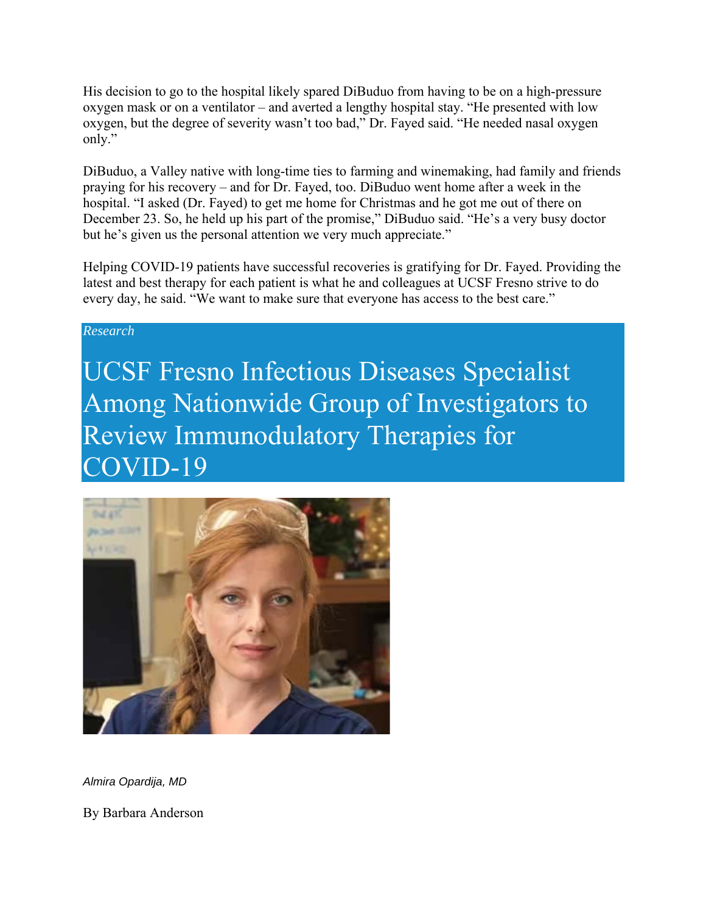His decision to go to the hospital likely spared DiBuduo from having to be on a high-pressure oxygen mask or on a ventilator – and averted a lengthy hospital stay. "He presented with low oxygen, but the degree of severity wasn't too bad," Dr. Fayed said. "He needed nasal oxygen only."

DiBuduo, a Valley native with long-time ties to farming and winemaking, had family and friends praying for his recovery – and for Dr. Fayed, too. DiBuduo went home after a week in the hospital. "I asked (Dr. Fayed) to get me home for Christmas and he got me out of there on December 23. So, he held up his part of the promise," DiBuduo said. "He's a very busy doctor but he's given us the personal attention we very much appreciate."

Helping COVID-19 patients have successful recoveries is gratifying for Dr. Fayed. Providing the latest and best therapy for each patient is what he and colleagues at UCSF Fresno strive to do every day, he said. "We want to make sure that everyone has access to the best care."

*Research*

# UCSF Fresno Infectious Diseases Specialist Among Nationwide Group of Investigators to Review Immunodulatory Therapies for COVID-19

*Almira Opardija, MD*

By Barbara Anderson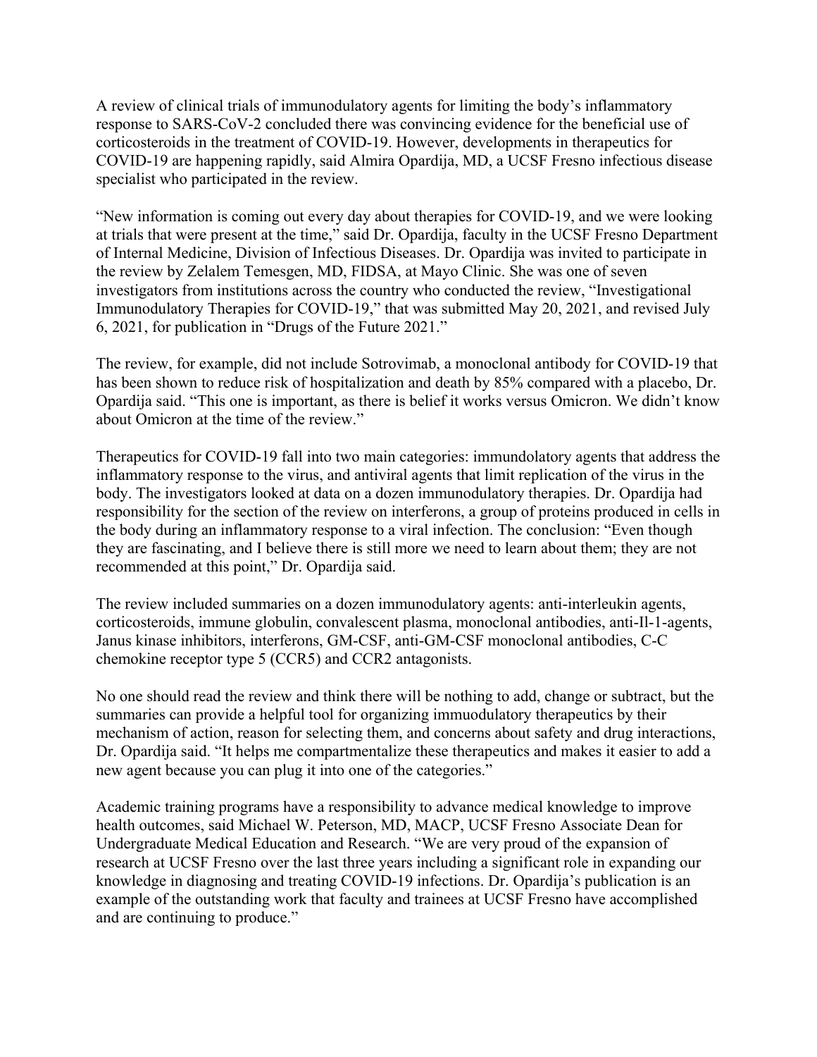A review of clinical trials of immunodulatory agents for limiting the body's inflammatory response to SARS-CoV-2 concluded there was convincing evidence for the beneficial use of corticosteroids in the treatment of COVID-19. However, developments in therapeutics for COVID-19 are happening rapidly, said Almira Opardija, MD, a UCSF Fresno infectious disease specialist who participated in the review.

"New information is coming out every day about therapies for COVID-19, and we were looking at trials that were present at the time," said Dr. Opardija, faculty in the UCSF Fresno Department of Internal Medicine, Division of Infectious Diseases. Dr. Opardija was invited to participate in the review by Zelalem Temesgen, MD, FIDSA, at Mayo Clinic. She was one of seven investigators from institutions across the country who conducted the review, "Investigational Immunodulatory Therapies for COVID-19," that was submitted May 20, 2021, and revised July 6, 2021, for publication in "Drugs of the Future 2021."

The review, for example, did not include Sotrovimab, a monoclonal antibody for COVID-19 that has been shown to reduce risk of hospitalization and death by 85% compared with a placebo, Dr. Opardija said. "This one is important, as there is belief it works versus Omicron. We didn't know about Omicron at the time of the review."

Therapeutics for COVID-19 fall into two main categories: immundolatory agents that address the inflammatory response to the virus, and antiviral agents that limit replication of the virus in the body. The investigators looked at data on a dozen immunodulatory therapies. Dr. Opardija had responsibility for the section of the review on interferons, a group of proteins produced in cells in the body during an inflammatory response to a viral infection. The conclusion: "Even though they are fascinating, and I believe there is still more we need to learn about them; they are not recommended at this point," Dr. Opardija said.

The review included summaries on a dozen immunodulatory agents: anti-interleukin agents, corticosteroids, immune globulin, convalescent plasma, monoclonal antibodies, anti-Il-1-agents, Janus kinase inhibitors, interferons, GM-CSF, anti-GM-CSF monoclonal antibodies, C-C chemokine receptor type 5 (CCR5) and CCR2 antagonists.

No one should read the review and think there will be nothing to add, change or subtract, but the summaries can provide a helpful tool for organizing immuodulatory therapeutics by their mechanism of action, reason for selecting them, and concerns about safety and drug interactions, Dr. Opardija said. "It helps me compartmentalize these therapeutics and makes it easier to add a new agent because you can plug it into one of the categories."

Academic training programs have a responsibility to advance medical knowledge to improve health outcomes, said Michael W. Peterson, MD, MACP, UCSF Fresno Associate Dean for Undergraduate Medical Education and Research. "We are very proud of the expansion of research at UCSF Fresno over the last three years including a significant role in expanding our knowledge in diagnosing and treating COVID-19 infections. Dr. Opardija's publication is an example of the outstanding work that faculty and trainees at UCSF Fresno have accomplished and are continuing to produce."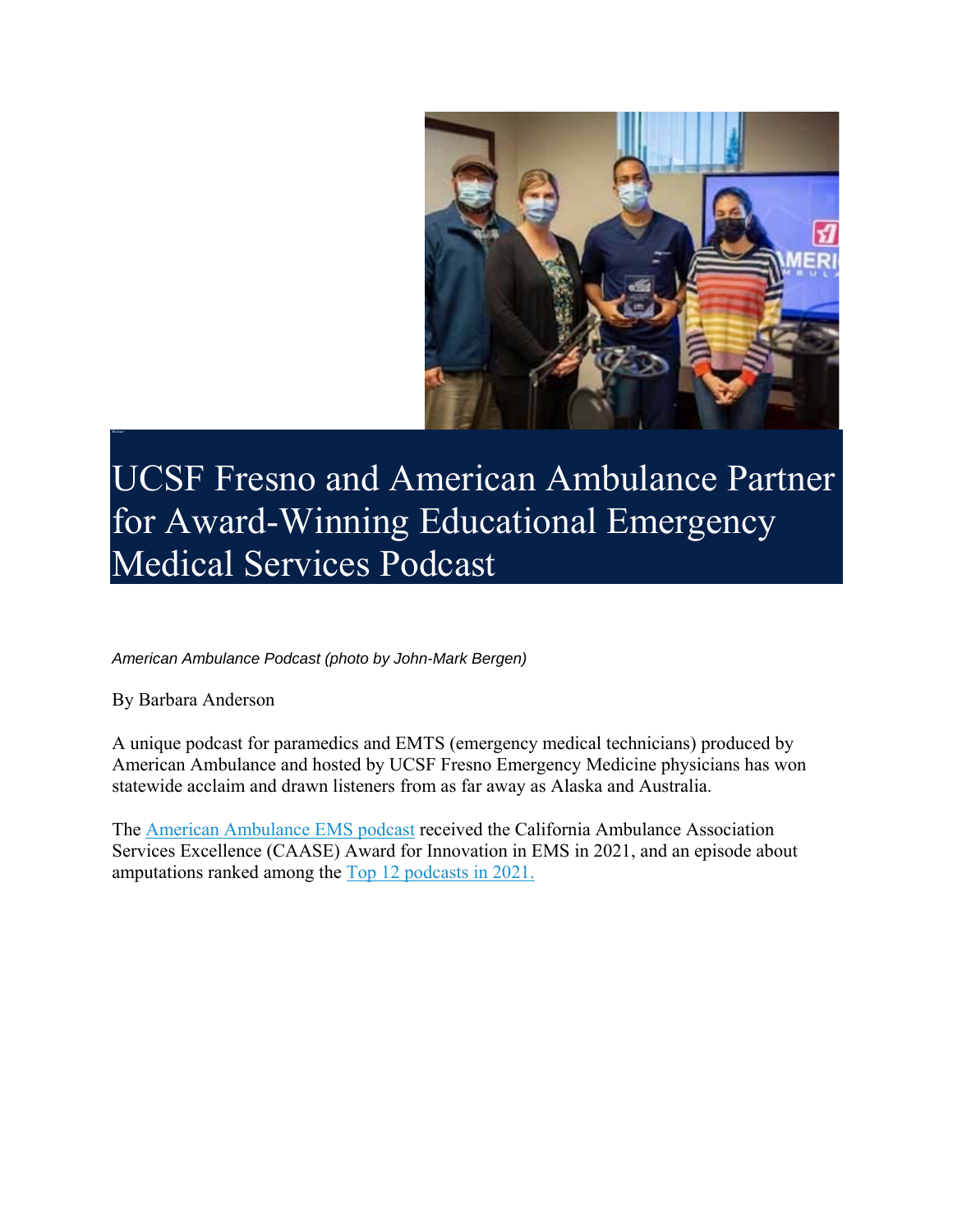# UCSF Fresno and American Ambulance Partner for Award-Winning Educational Emergency Medical Services Podcast

*American Ambulance Podcast (photo by John-Mark Bergen)*

By Barbara Anderson

A unique podcast for paramedics and EMTS (emergency medical technicians) produced by American Ambulance and hosted by UCSF Fresno Emergency Medicine physicians has won statewide acclaim and drawn listeners from as far away as Alaska and Australia.

The American Ambulance EMS podcast received the California Ambulance Association Services Excellence (CAASE) Award for Innovation in EMS in 2021, and an episode about amputations ranked among the Top 12 podcasts in 2021.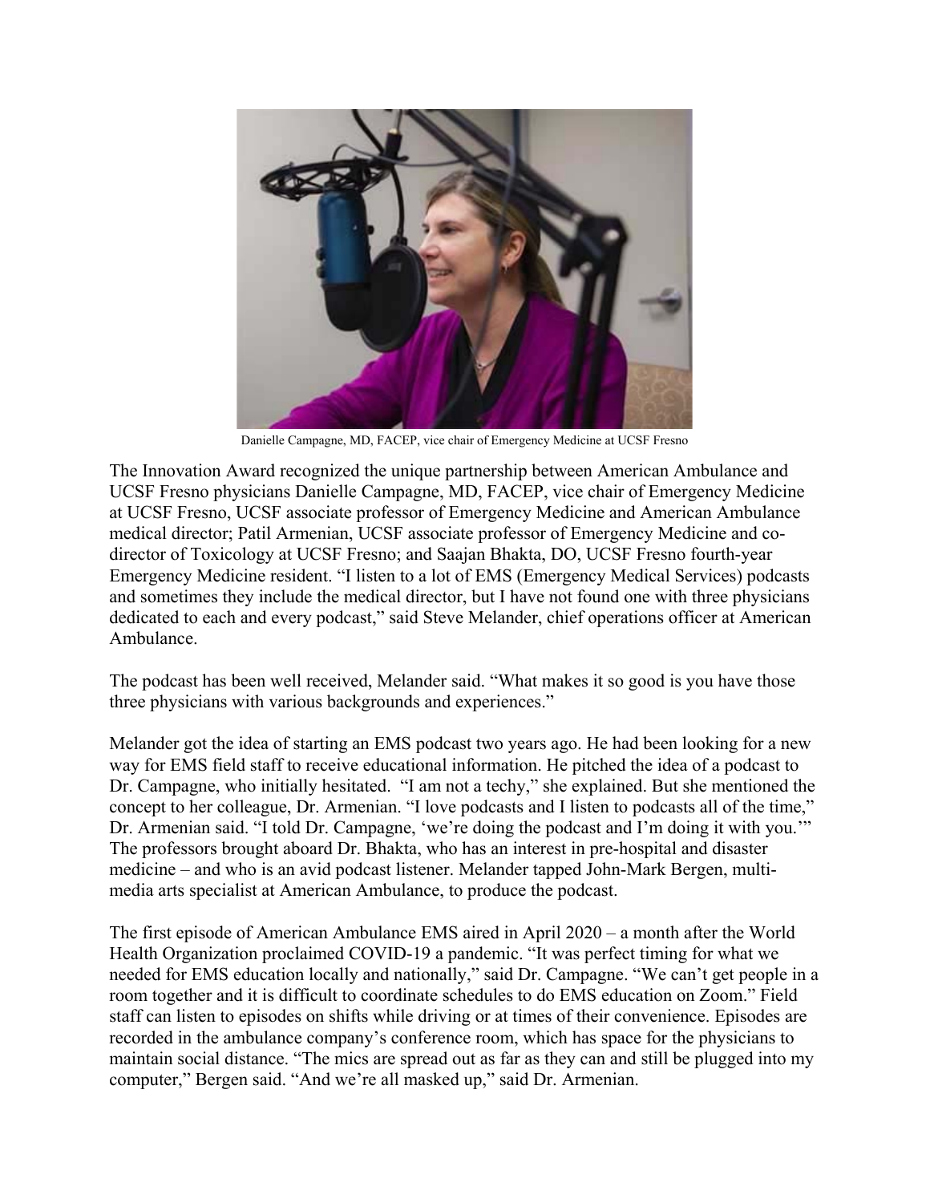Danielle Campagne, MD, FACEP, vice chair of Emergency Medicine at UCSF Fresno

The Innovation Award recognized the unique partnership between American Ambulance and UCSF Fresno physicians Danielle Campagne, MD, FACEP, vice chair of Emergency Medicine at UCSF Fresno, UCSF associate professor of Emergency Medicine and American Ambulance medical director; Patil Armenian, UCSF associate professor of Emergency Medicine and co-director of Toxicology at UCSF Fresno; and Saajan Bhakta, DO, UCSF Fresno fourth-year Emergency Medicine resident. "I listen to a lot of EMS (Emergency Medical Services) podcasts and sometimes they include the medical director, but I have not found one with three physicians dedicated to each and every podcast," said Steve Melander, chief operations officer at American Ambulance.

The podcast has been well received, Melander said. "What makes it so good is you have those three physicians with various backgrounds and experiences."

Melander got the idea of starting an EMS podcast two years ago. He had been looking for a new way for EMS field staff to receive educational information. He pitched the idea of a podcast to Dr. Campagne, who initially hesitated. "I am not a techy," she explained. But she mentioned the concept to her colleague, Dr. Armenian. "I love podcasts and I listen to podcasts all of the time," Dr. Armenian said. "I told Dr. Campagne, 'we're doing the podcast and I'm doing it with you.'" The professors brought aboard Dr. Bhakta, who has an interest in pre-hospital and disaster medicine – and who is an avid podcast listener. Melander tapped John-Mark Bergen, multi-media arts specialist at American Ambulance, to produce the podcast.

The first episode of American Ambulance EMS aired in April 2020 – a month after the World Health Organization proclaimed COVID-19 a pandemic. "It was perfect timing for what we needed for EMS education locally and nationally," said Dr. Campagne. "We can't get people in a room together and it is difficult to coordinate schedules to do EMS education on Zoom." Field staff can listen to episodes on shifts while driving or at times of their convenience. Episodes are recorded in the ambulance company's conference room, which has space for the physicians to maintain social distance. "The mics are spread out as far as they can and still be plugged into my computer," Bergen said. "And we're all masked up," said Dr. Armenian.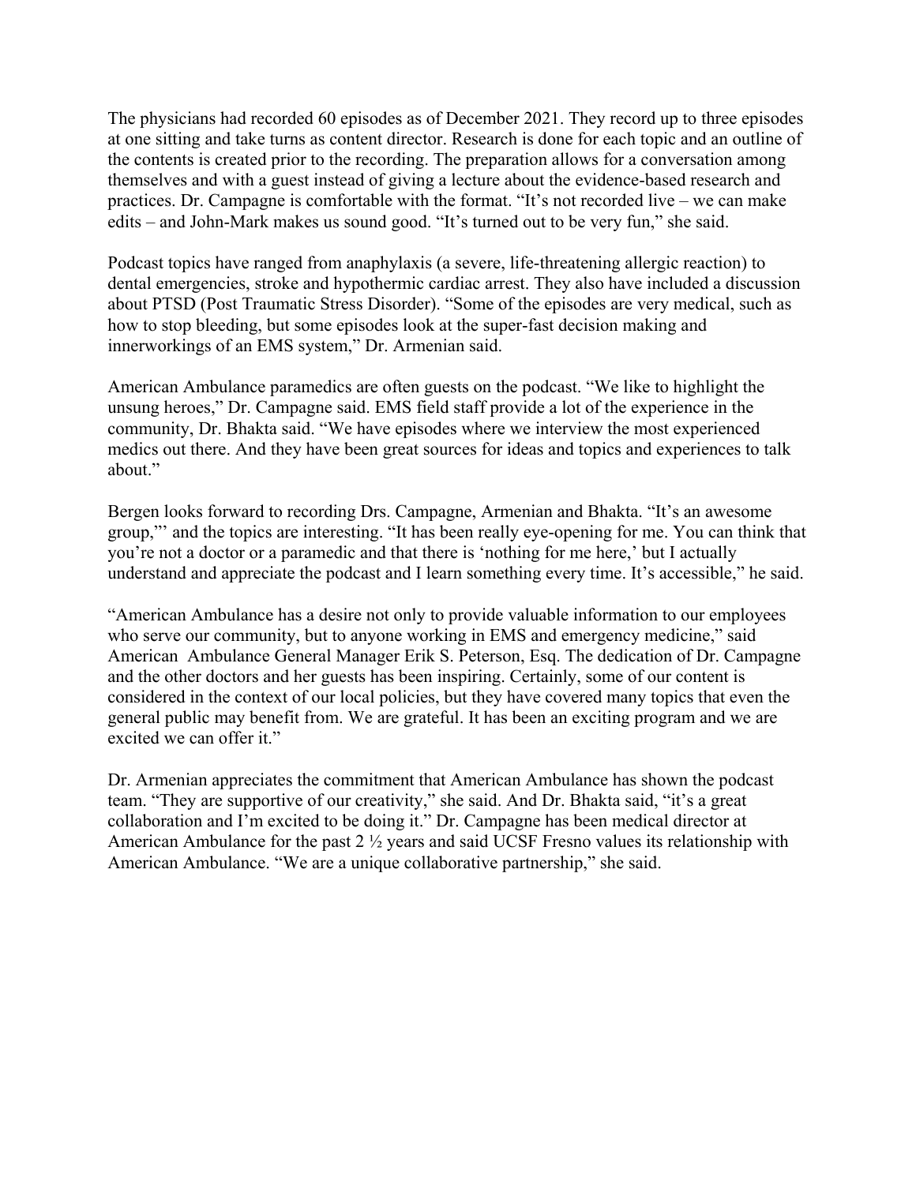The physicians had recorded 60 episodes as of December 2021. They record up to three episodes at one sitting and take turns as content director. Research is done for each topic and an outline of the contents is created prior to the recording. The preparation allows for a conversation among themselves and with a guest instead of giving a lecture about the evidence-based research and practices. Dr. Campagne is comfortable with the format. "It's not recorded live – we can make edits – and John-Mark makes us sound good. "It's turned out to be very fun," she said.

Podcast topics have ranged from anaphylaxis (a severe, life-threatening allergic reaction) to dental emergencies, stroke and hypothermic cardiac arrest. They also have included a discussion about PTSD (Post Traumatic Stress Disorder). "Some of the episodes are very medical, such as how to stop bleeding, but some episodes look at the super-fast decision making and innerworkings of an EMS system," Dr. Armenian said.

American Ambulance paramedics are often guests on the podcast. "We like to highlight the unsung heroes," Dr. Campagne said. EMS field staff provide a lot of the experience in the community, Dr. Bhakta said. "We have episodes where we interview the most experienced medics out there. And they have been great sources for ideas and topics and experiences to talk about."

Bergen looks forward to recording Drs. Campagne, Armenian and Bhakta. "It's an awesome group,"' and the topics are interesting. "It has been really eye-opening for me. You can think that you're not a doctor or a paramedic and that there is 'nothing for me here,' but I actually understand and appreciate the podcast and I learn something every time. It's accessible," he said.

"American Ambulance has a desire not only to provide valuable information to our employees who serve our community, but to anyone working in EMS and emergency medicine," said American Ambulance General Manager Erik S. Peterson, Esq. The dedication of Dr. Campagne and the other doctors and her guests has been inspiring. Certainly, some of our content is considered in the context of our local policies, but they have covered many topics that even the general public may benefit from. We are grateful. It has been an exciting program and we are excited we can offer it."

Dr. Armenian appreciates the commitment that American Ambulance has shown the podcast team. "They are supportive of our creativity," she said. And Dr. Bhakta said, "it's a great collaboration and I'm excited to be doing it." Dr. Campagne has been medical director at American Ambulance for the past 2 ½ years and said UCSF Fresno values its relationship with American Ambulance. "We are a unique collaborative partnership," she said.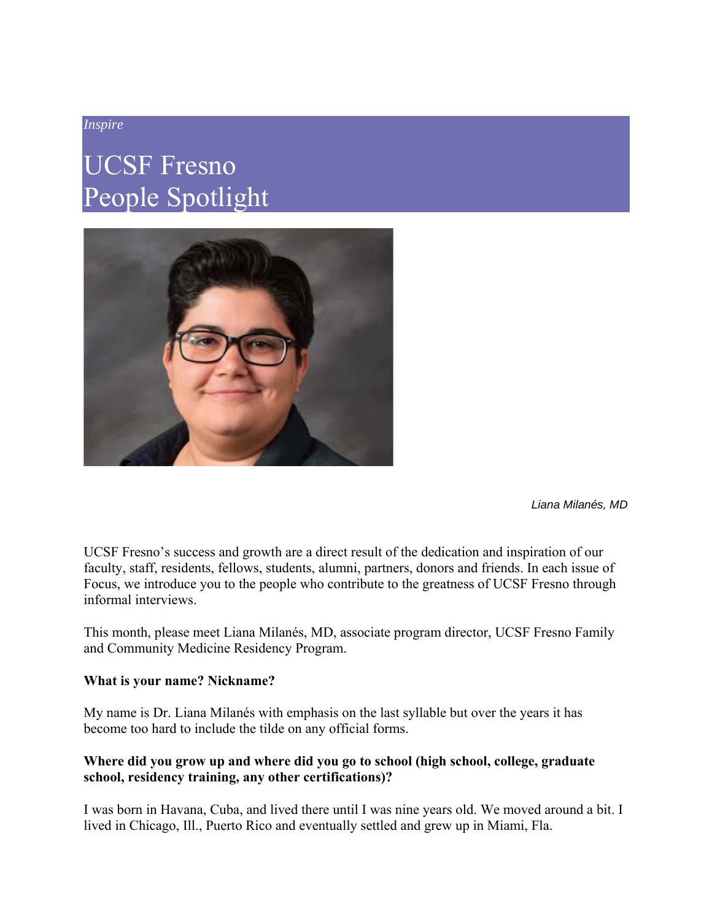*Inspire*

# UCSF Fresno People Spotlight

*Liana Milanés, MD*

UCSF Fresno's success and growth are a direct result of the dedication and inspiration of our faculty, staff, residents, fellows, students, alumni, partners, donors and friends. In each issue of Focus, we introduce you to the people who contribute to the greatness of UCSF Fresno through informal interviews.

This month, please meet Liana Milanés, MD, associate program director, UCSF Fresno Family and Community Medicine Residency Program.

**What is your name? Nickname?**

My name is Dr. Liana Milanés with emphasis on the last syllable but over the years it has become too hard to include the tilde on any official forms.

**Where did you grow up and where did you go to school (high school, college, graduate school, residency training, any other certifications)?**

I was born in Havana, Cuba, and lived there until I was nine years old. We moved around a bit. I lived in Chicago, Ill., Puerto Rico and eventually settled and grew up in Miami, Fla.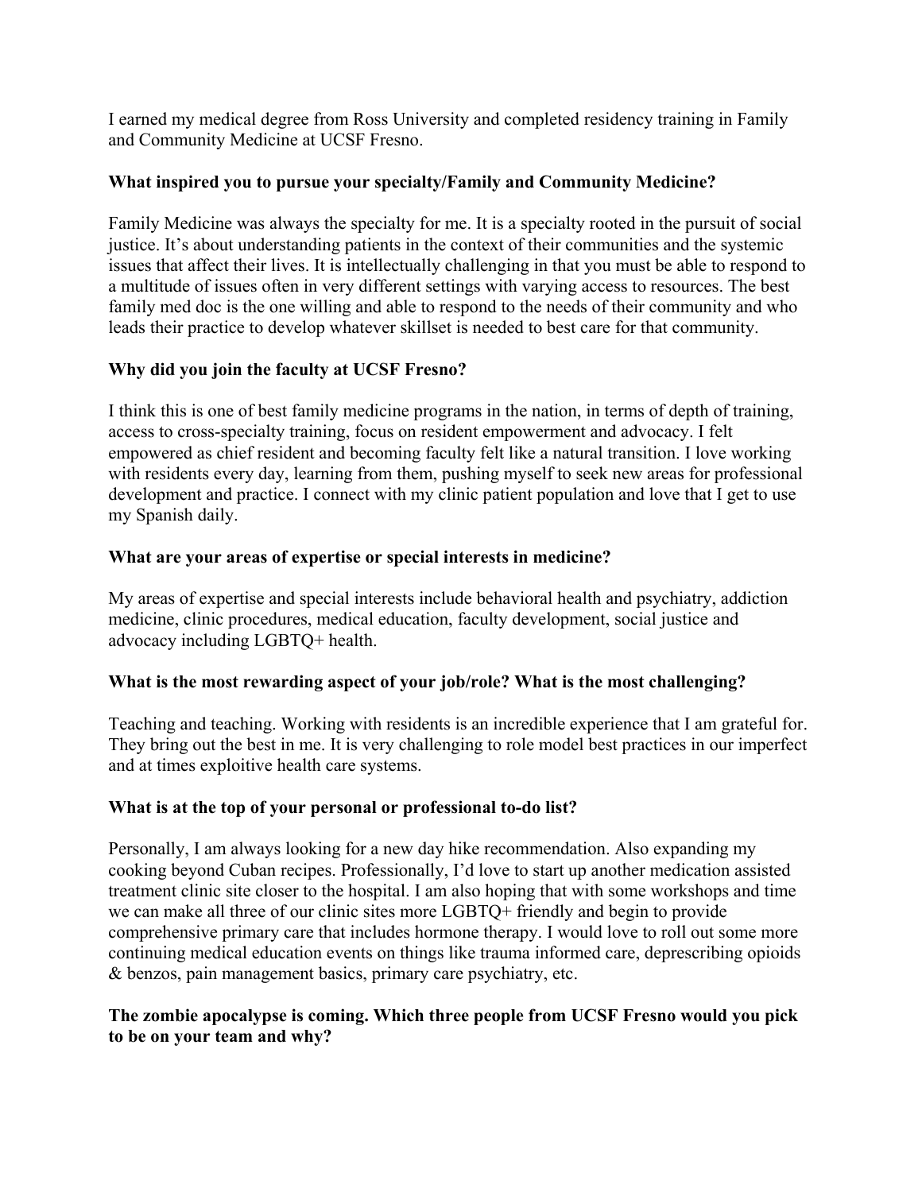I earned my medical degree from Ross University and completed residency training in Family and Community Medicine at UCSF Fresno.

**What inspired you to pursue your specialty/Family and Community Medicine?**

Family Medicine was always the specialty for me. It is a specialty rooted in the pursuit of social justice. It's about understanding patients in the context of their communities and the systemic issues that affect their lives. It is intellectually challenging in that you must be able to respond to a multitude of issues often in very different settings with varying access to resources. The best family med doc is the one willing and able to respond to the needs of their community and who leads their practice to develop whatever skillset is needed to best care for that community.

**Why did you join the faculty at UCSF Fresno?**

I think this is one of best family medicine programs in the nation, in terms of depth of training, access to cross-specialty training, focus on resident empowerment and advocacy. I felt empowered as chief resident and becoming faculty felt like a natural transition. I love working with residents every day, learning from them, pushing myself to seek new areas for professional development and practice. I connect with my clinic patient population and love that I get to use my Spanish daily.

**What are your areas of expertise or special interests in medicine?**

My areas of expertise and special interests include behavioral health and psychiatry, addiction medicine, clinic procedures, medical education, faculty development, social justice and advocacy including LGBTQ+ health.

**What is the most rewarding aspect of your job/role? What is the most challenging?**

Teaching and teaching. Working with residents is an incredible experience that I am grateful for. They bring out the best in me. It is very challenging to role model best practices in our imperfect and at times exploitive health care systems.

**What is at the top of your personal or professional to-do list?**

Personally, I am always looking for a new day hike recommendation. Also expanding my cooking beyond Cuban recipes. Professionally, I'd love to start up another medication assisted treatment clinic site closer to the hospital. I am also hoping that with some workshops and time we can make all three of our clinic sites more LGBTQ+ friendly and begin to provide comprehensive primary care that includes hormone therapy. I would love to roll out some more continuing medical education events on things like trauma informed care, deprescribing opioids & benzos, pain management basics, primary care psychiatry, etc.

**The zombie apocalypse is coming. Which three people from UCSF Fresno would you pick to be on your team and why?**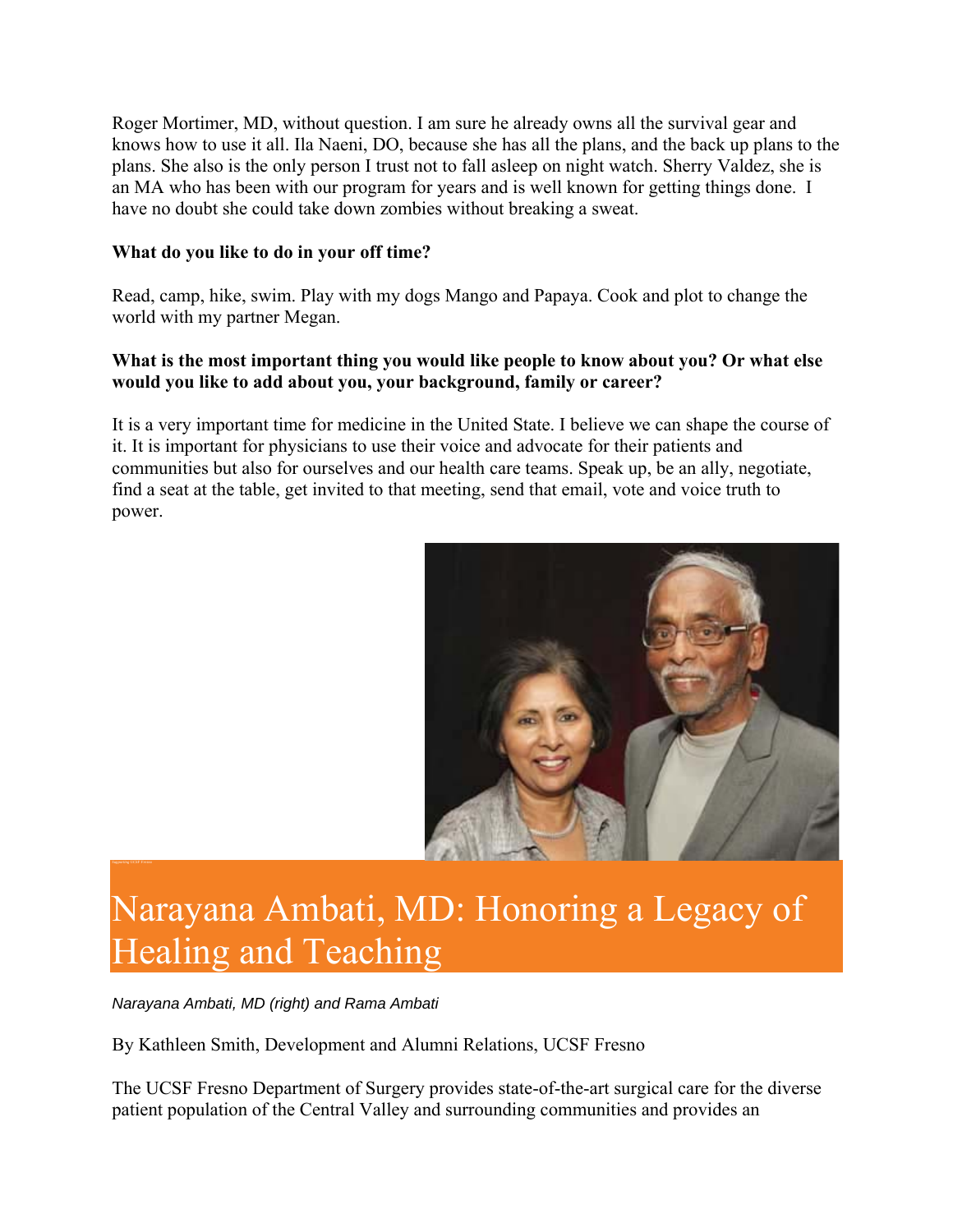Roger Mortimer, MD, without question. I am sure he already owns all the survival gear and knows how to use it all. Ila Naeni, DO, because she has all the plans, and the back up plans to the plans. She also is the only person I trust not to fall asleep on night watch. Sherry Valdez, she is an MA who has been with our program for years and is well known for getting things done. I have no doubt she could take down zombies without breaking a sweat.

**What do you like to do in your off time?**

Read, camp, hike, swim. Play with my dogs Mango and Papaya. Cook and plot to change the world with my partner Megan.

**What is the most important thing you would like people to know about you? Or what else would you like to add about you, your background, family or career?**

It is a very important time for medicine in the United State. I believe we can shape the course of it. It is important for physicians to use their voice and advocate for their patients and communities but also for ourselves and our health care teams. Speak up, be an ally, negotiate, find a seat at the table, get invited to that meeting, send that email, vote and voice truth to power.

# Narayana Ambati, MD: Honoring a Legacy of Healing and Teaching

*Narayana Ambati, MD (right) and Rama Ambati*

By Kathleen Smith, Development and Alumni Relations, UCSF Fresno

The UCSF Fresno Department of Surgery provides state-of-the-art surgical care for the diverse patient population of the Central Valley and surrounding communities and provides an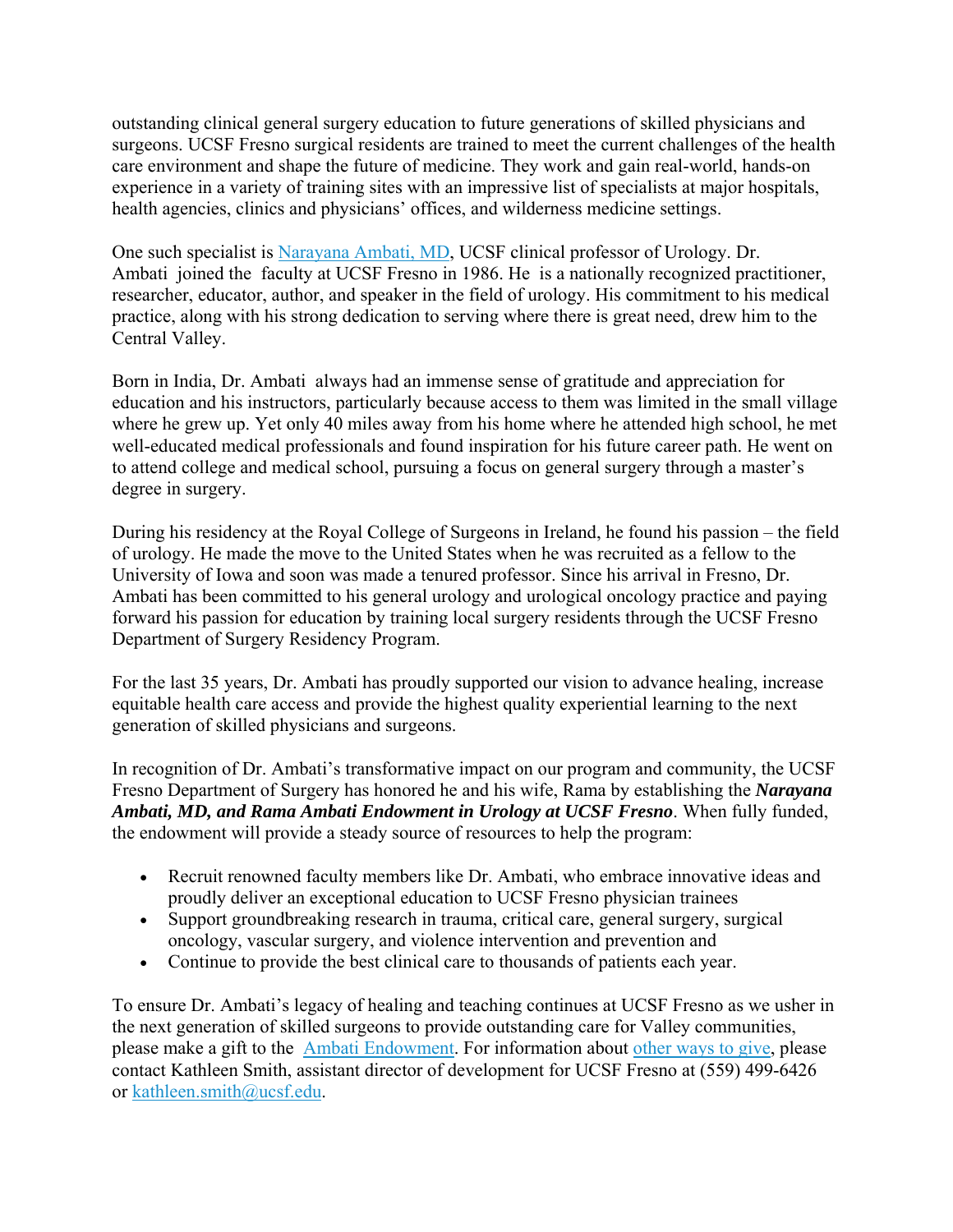outstanding clinical general surgery education to future generations of skilled physicians and surgeons. UCSF Fresno surgical residents are trained to meet the current challenges of the health care environment and shape the future of medicine. They work and gain real-world, hands-on experience in a variety of training sites with an impressive list of specialists at major hospitals, health agencies, clinics and physicians' offices, and wilderness medicine settings.

One such specialist is [Narayana Ambati, MD](), UCSF clinical professor of Urology. Dr. Ambati joined the faculty at UCSF Fresno in 1986. He is a nationally recognized practitioner, researcher, educator, author, and speaker in the field of urology. His commitment to his medical practice, along with his strong dedication to serving where there is great need, drew him to the Central Valley.

Born in India, Dr. Ambati always had an immense sense of gratitude and appreciation for education and his instructors, particularly because access to them was limited in the small village where he grew up. Yet only 40 miles away from his home where he attended high school, he met well-educated medical professionals and found inspiration for his future career path. He went on to attend college and medical school, pursuing a focus on general surgery through a master's degree in surgery.

During his residency at the Royal College of Surgeons in Ireland, he found his passion – the field of urology. He made the move to the United States when he was recruited as a fellow to the University of Iowa and soon was made a tenured professor. Since his arrival in Fresno, Dr. Ambati has been committed to his general urology and urological oncology practice and paying forward his passion for education by training local surgery residents through the UCSF Fresno Department of Surgery Residency Program.

For the last 35 years, Dr. Ambati has proudly supported our vision to advance healing, increase equitable health care access and provide the highest quality experiential learning to the next generation of skilled physicians and surgeons.

In recognition of Dr. Ambati's transformative impact on our program and community, the UCSF Fresno Department of Surgery has honored he and his wife, Rama by establishing the ***Narayana Ambati, MD, and Rama Ambati Endowment in Urology at UCSF Fresno***. When fully funded, the endowment will provide a steady source of resources to help the program:

- Recruit renowned faculty members like Dr. Ambati, who embrace innovative ideas and proudly deliver an exceptional education to UCSF Fresno physician trainees
- Support groundbreaking research in trauma, critical care, general surgery, surgical oncology, vascular surgery, and violence intervention and prevention and
- Continue to provide the best clinical care to thousands of patients each year.

To ensure Dr. Ambati's legacy of healing and teaching continues at UCSF Fresno as we usher in the next generation of skilled surgeons to provide outstanding care for Valley communities, please make a gift to the [Ambati Endowment](). For information about [other ways to give](), please contact Kathleen Smith, assistant director of development for UCSF Fresno at (559) 499-6426 or [kathleen.smith@ucsf.edu]().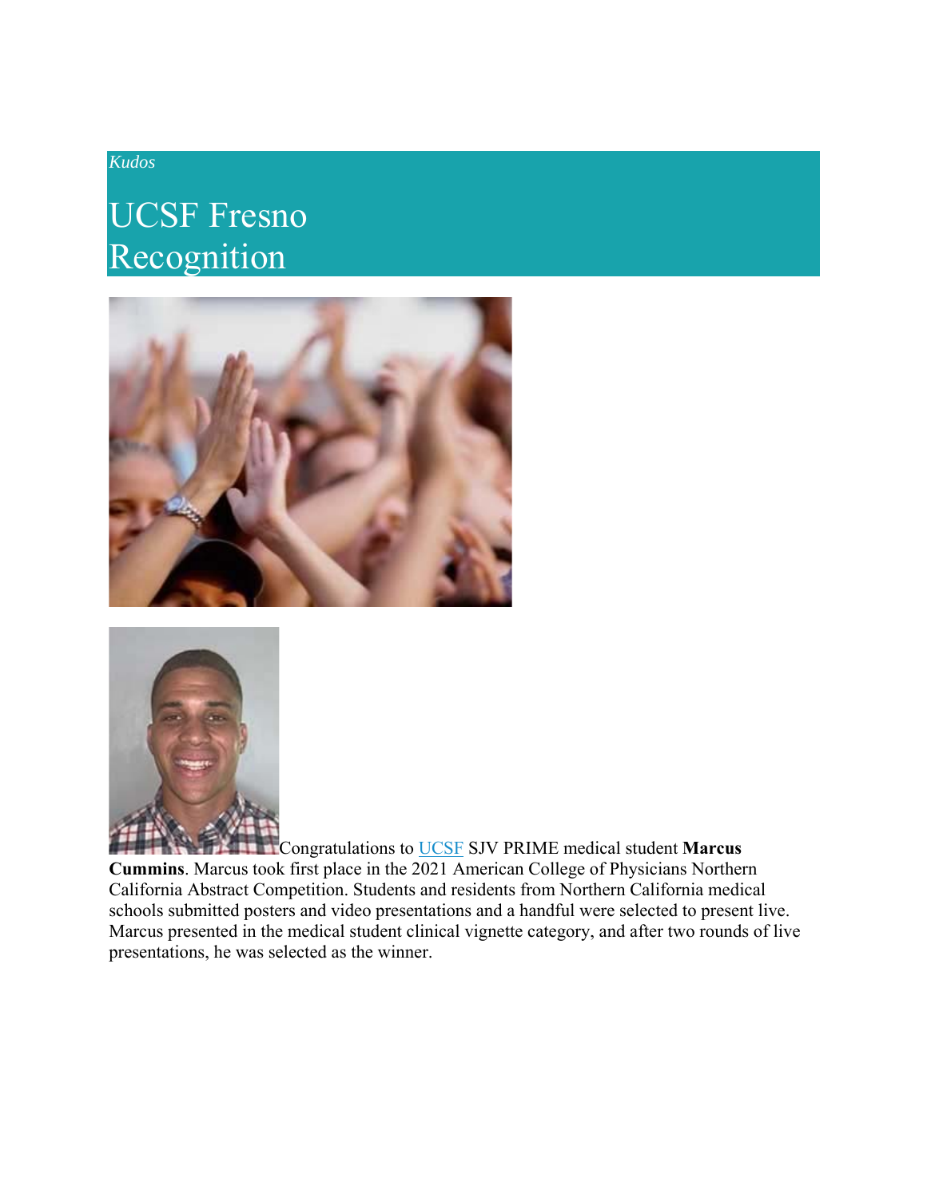*Kudos*

# UCSF Fresno Recognition

Congratulations to UCSF SJV PRIME medical student **Marcus Cummins**. Marcus took first place in the 2021 American College of Physicians Northern California Abstract Competition. Students and residents from Northern California medical schools submitted posters and video presentations and a handful were selected to present live. Marcus presented in the medical student clinical vignette category, and after two rounds of live presentations, he was selected as the winner.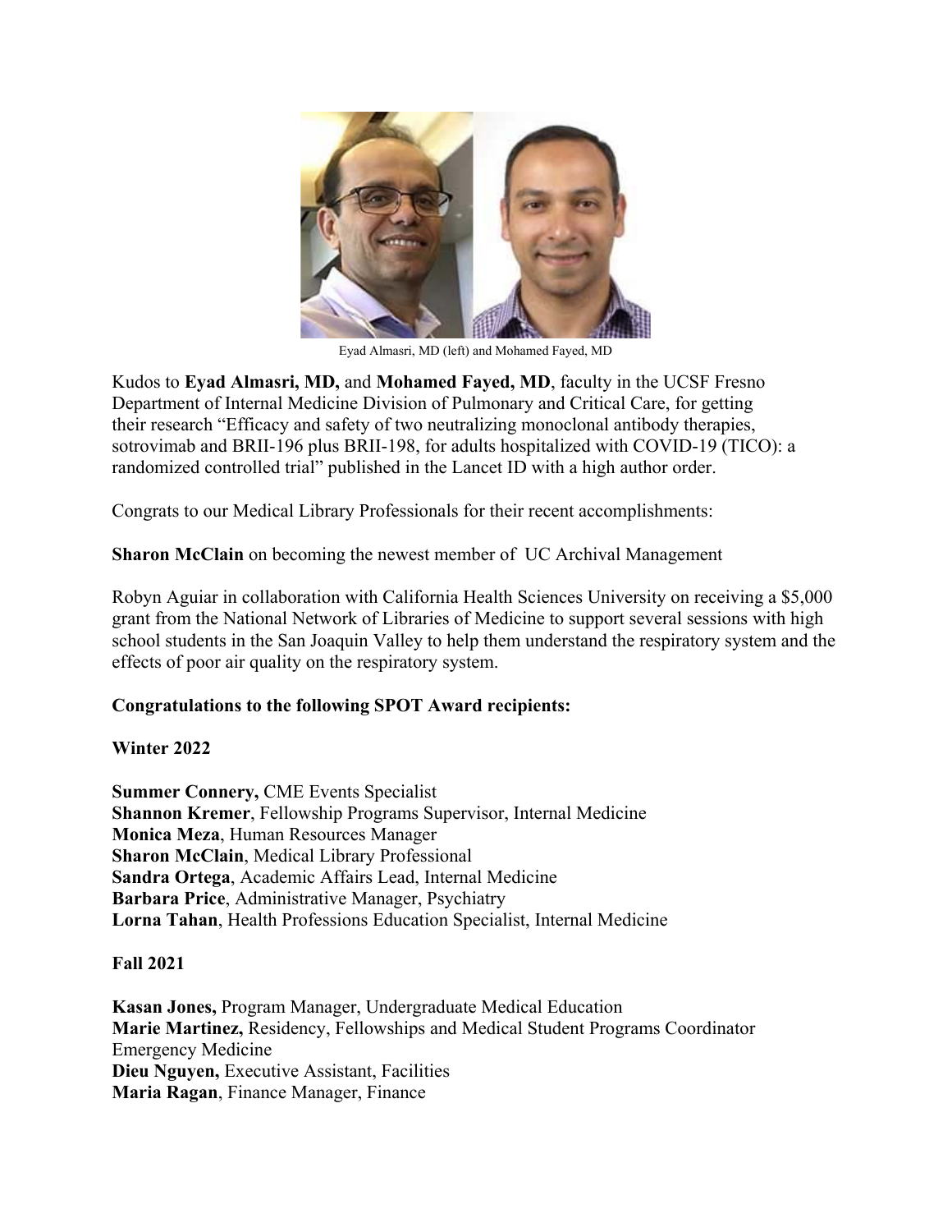Eyad Almasri, MD (left) and Mohamed Fayed, MD

Kudos to **Eyad Almasri, MD,** and **Mohamed Fayed, MD**, faculty in the UCSF Fresno Department of Internal Medicine Division of Pulmonary and Critical Care, for getting their research "Efficacy and safety of two neutralizing monoclonal antibody therapies, sotrovimab and BRII-196 plus BRII-198, for adults hospitalized with COVID-19 (TICO): a randomized controlled trial" published in the Lancet ID with a high author order.

Congrats to our Medical Library Professionals for their recent accomplishments:

**Sharon McClain** on becoming the newest member of UC Archival Management

Robyn Aguiar in collaboration with California Health Sciences University on receiving a $5,000 grant from the National Network of Libraries of Medicine to support several sessions with high school students in the San Joaquin Valley to help them understand the respiratory system and the effects of poor air quality on the respiratory system.

**Congratulations to the following SPOT Award recipients:**

**Winter 2022**

**Summer Connery,** CME Events Specialist
**Shannon Kremer**, Fellowship Programs Supervisor, Internal Medicine
**Monica Meza**, Human Resources Manager
**Sharon McClain**, Medical Library Professional
**Sandra Ortega**, Academic Affairs Lead, Internal Medicine
**Barbara Price**, Administrative Manager, Psychiatry
**Lorna Tahan**, Health Professions Education Specialist, Internal Medicine

**Fall 2021**

**Kasan Jones,** Program Manager, Undergraduate Medical Education
**Marie Martinez,** Residency, Fellowships and Medical Student Programs Coordinator Emergency Medicine
**Dieu Nguyen,** Executive Assistant, Facilities
**Maria Ragan**, Finance Manager, Finance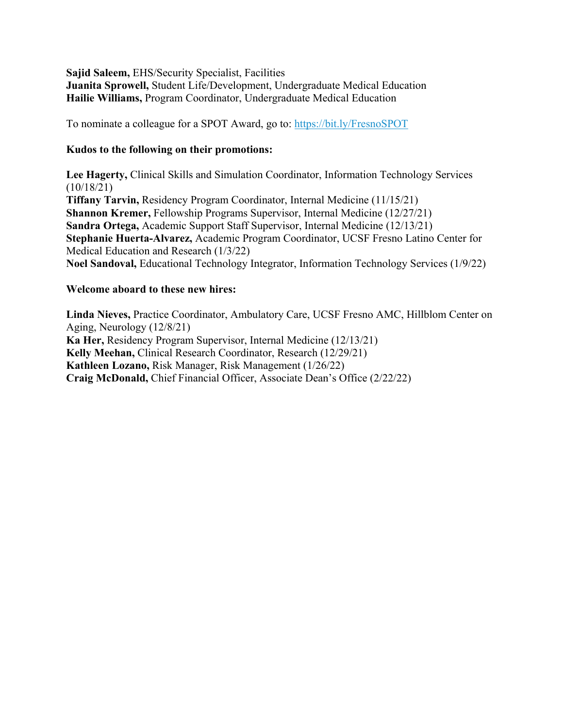**Sajid Saleem,** EHS/Security Specialist, Facilities
**Juanita Sprowell,** Student Life/Development, Undergraduate Medical Education
**Hailie Williams,** Program Coordinator, Undergraduate Medical Education

To nominate a colleague for a SPOT Award, go to: https://bit.ly/FresnoSPOT

**Kudos to the following on their promotions:**

**Lee Hagerty,** Clinical Skills and Simulation Coordinator, Information Technology Services (10/18/21)
**Tiffany Tarvin,** Residency Program Coordinator, Internal Medicine (11/15/21)
**Shannon Kremer,** Fellowship Programs Supervisor, Internal Medicine (12/27/21)
**Sandra Ortega,** Academic Support Staff Supervisor, Internal Medicine (12/13/21)
**Stephanie Huerta-Alvarez,** Academic Program Coordinator, UCSF Fresno Latino Center for Medical Education and Research (1/3/22)
**Noel Sandoval,** Educational Technology Integrator, Information Technology Services (1/9/22)

**Welcome aboard to these new hires:**

**Linda Nieves,** Practice Coordinator, Ambulatory Care, UCSF Fresno AMC, Hillblom Center on Aging, Neurology (12/8/21)
**Ka Her,** Residency Program Supervisor, Internal Medicine (12/13/21)
**Kelly Meehan,** Clinical Research Coordinator, Research (12/29/21)
**Kathleen Lozano,** Risk Manager, Risk Management (1/26/22)
**Craig McDonald,** Chief Financial Officer, Associate Dean's Office (2/22/22)